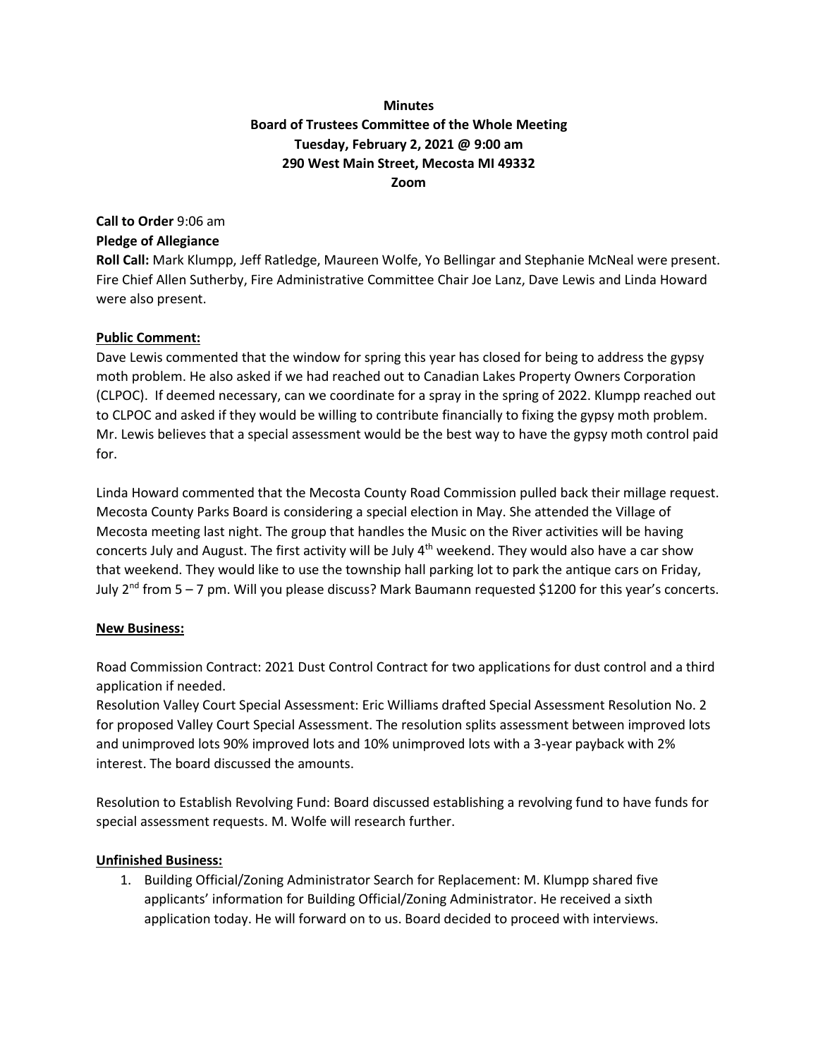**Minutes**
**Board of Trustees Committee of the Whole Meeting**
**Tuesday, February 2, 2021 @ 9:00 am**
**290 West Main Street, Mecosta MI 49332**
**Zoom**

**Call to Order** 9:06 am
**Pledge of Allegiance**
**Roll Call:** Mark Klumpp, Jeff Ratledge, Maureen Wolfe, Yo Bellingar and Stephanie McNeal were present. Fire Chief Allen Sutherby, Fire Administrative Committee Chair Joe Lanz, Dave Lewis and Linda Howard were also present.

**Public Comment:**
Dave Lewis commented that the window for spring this year has closed for being to address the gypsy moth problem. He also asked if we had reached out to Canadian Lakes Property Owners Corporation (CLPOC). If deemed necessary, can we coordinate for a spray in the spring of 2022. Klumpp reached out to CLPOC and asked if they would be willing to contribute financially to fixing the gypsy moth problem. Mr. Lewis believes that a special assessment would be the best way to have the gypsy moth control paid for.

Linda Howard commented that the Mecosta County Road Commission pulled back their millage request. Mecosta County Parks Board is considering a special election in May. She attended the Village of Mecosta meeting last night. The group that handles the Music on the River activities will be having concerts July and August. The first activity will be July 4th weekend. They would also have a car show that weekend. They would like to use the township hall parking lot to park the antique cars on Friday, July 2nd from 5 – 7 pm. Will you please discuss? Mark Baumann requested $1200 for this year's concerts.

**New Business:**

Road Commission Contract: 2021 Dust Control Contract for two applications for dust control and a third application if needed.
Resolution Valley Court Special Assessment: Eric Williams drafted Special Assessment Resolution No. 2 for proposed Valley Court Special Assessment. The resolution splits assessment between improved lots and unimproved lots 90% improved lots and 10% unimproved lots with a 3-year payback with 2% interest. The board discussed the amounts.

Resolution to Establish Revolving Fund: Board discussed establishing a revolving fund to have funds for special assessment requests. M. Wolfe will research further.

**Unfinished Business:**

1. Building Official/Zoning Administrator Search for Replacement: M. Klumpp shared five applicants' information for Building Official/Zoning Administrator. He received a sixth application today. He will forward on to us. Board decided to proceed with interviews.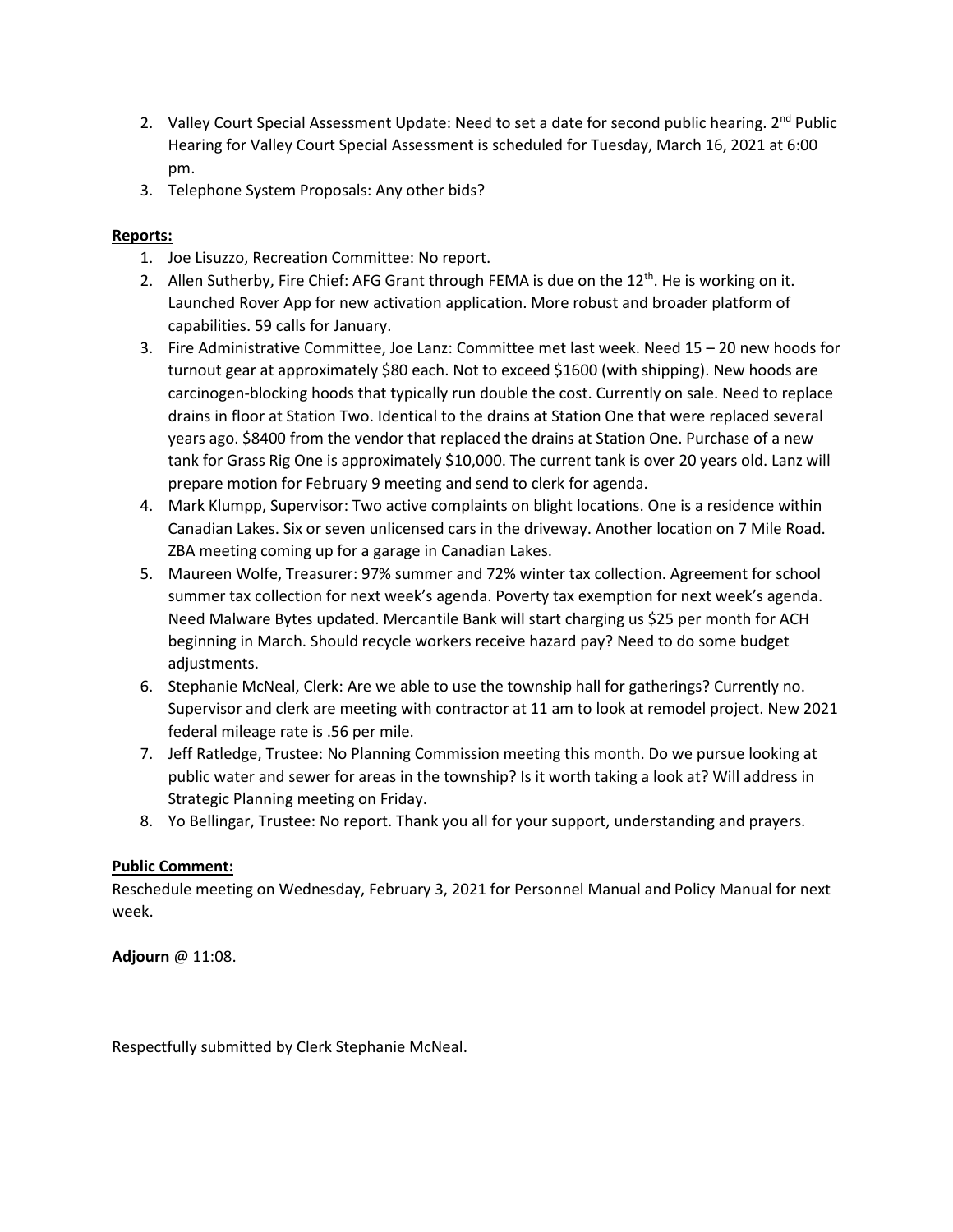2. Valley Court Special Assessment Update: Need to set a date for second public hearing. 2[nd] Public Hearing for Valley Court Special Assessment is scheduled for Tuesday, March 16, 2021 at 6:00 pm.
3. Telephone System Proposals: Any other bids?

**Reports:**

1. Joe Lisuzzo, Recreation Committee: No report.
2. Allen Sutherby, Fire Chief: AFG Grant through FEMA is due on the 12[th]. He is working on it. Launched Rover App for new activation application. More robust and broader platform of capabilities. 59 calls for January.
3. Fire Administrative Committee, Joe Lanz: Committee met last week. Need 15 – 20 new hoods for turnout gear at approximately $80 each. Not to exceed $1600 (with shipping). New hoods are carcinogen-blocking hoods that typically run double the cost. Currently on sale. Need to replace drains in floor at Station Two. Identical to the drains at Station One that were replaced several years ago. $8400 from the vendor that replaced the drains at Station One. Purchase of a new tank for Grass Rig One is approximately $10,000. The current tank is over 20 years old. Lanz will prepare motion for February 9 meeting and send to clerk for agenda.
4. Mark Klumpp, Supervisor: Two active complaints on blight locations. One is a residence within Canadian Lakes. Six or seven unlicensed cars in the driveway. Another location on 7 Mile Road. ZBA meeting coming up for a garage in Canadian Lakes.
5. Maureen Wolfe, Treasurer: 97% summer and 72% winter tax collection. Agreement for school summer tax collection for next week's agenda. Poverty tax exemption for next week's agenda. Need Malware Bytes updated. Mercantile Bank will start charging us $25 per month for ACH beginning in March. Should recycle workers receive hazard pay? Need to do some budget adjustments.
6. Stephanie McNeal, Clerk: Are we able to use the township hall for gatherings? Currently no. Supervisor and clerk are meeting with contractor at 11 am to look at remodel project. New 2021 federal mileage rate is .56 per mile.
7. Jeff Ratledge, Trustee: No Planning Commission meeting this month. Do we pursue looking at public water and sewer for areas in the township? Is it worth taking a look at? Will address in Strategic Planning meeting on Friday.
8. Yo Bellingar, Trustee: No report. Thank you all for your support, understanding and prayers.

**Public Comment:**

Reschedule meeting on Wednesday, February 3, 2021 for Personnel Manual and Policy Manual for next week.

**Adjourn** @ 11:08.

Respectfully submitted by Clerk Stephanie McNeal.